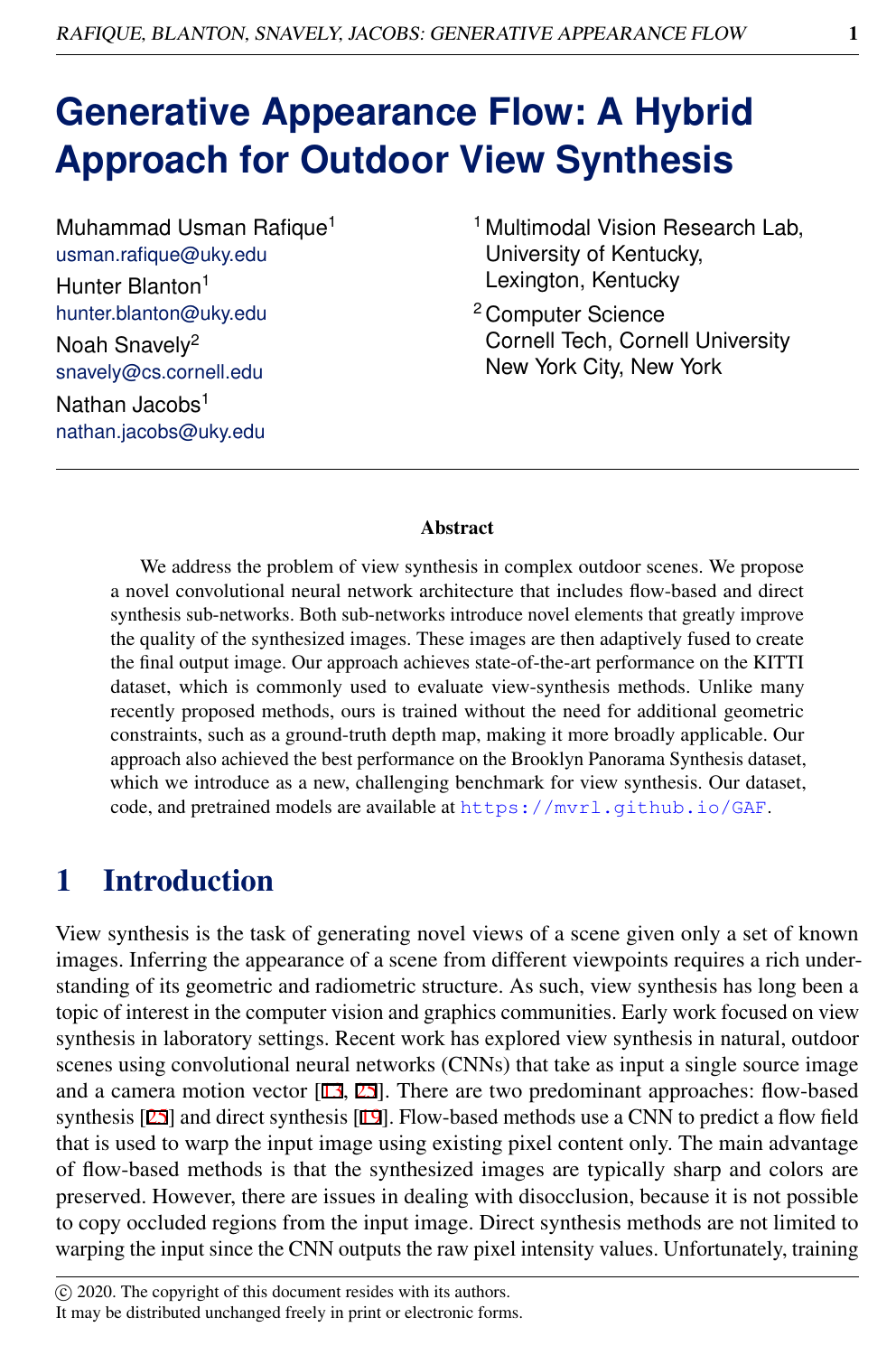# Generative Appearance Flow: A Hybrid Approach for Outdoor View Synthesis

Muhammad Usman Rafique[1]
usman.rafique@uky.edu

Hunter Blanton[1]
hunter.blanton@uky.edu

Noah Snavely[2]
snavely@cs.cornell.edu

Nathan Jacobs[1]
nathan.jacobs@uky.edu

[1] Multimodal Vision Research Lab, University of Kentucky, Lexington, Kentucky

[2] Computer Science Cornell Tech, Cornell University New York City, New York

## Abstract

We address the problem of view synthesis in complex outdoor scenes. We propose a novel convolutional neural network architecture that includes flow-based and direct synthesis sub-networks. Both sub-networks introduce novel elements that greatly improve the quality of the synthesized images. These images are then adaptively fused to create the final output image. Our approach achieves state-of-the-art performance on the KITTI dataset, which is commonly used to evaluate view-synthesis methods. Unlike many recently proposed methods, ours is trained without the need for additional geometric constraints, such as a ground-truth depth map, making it more broadly applicable. Our approach also achieved the best performance on the Brooklyn Panorama Synthesis dataset, which we introduce as a new, challenging benchmark for view synthesis. Our dataset, code, and pretrained models are available at https://mvrl.github.io/GAF.

## 1 Introduction

View synthesis is the task of generating novel views of a scene given only a set of known images. Inferring the appearance of a scene from different viewpoints requires a rich understanding of its geometric and radiometric structure. As such, view synthesis has long been a topic of interest in the computer vision and graphics communities. Early work focused on view synthesis in laboratory settings. Recent work has explored view synthesis in natural, outdoor scenes using convolutional neural networks (CNNs) that take as input a single source image and a camera motion vector [13, 25]. There are two predominant approaches: flow-based synthesis [25] and direct synthesis [19]. Flow-based methods use a CNN to predict a flow field that is used to warp the input image using existing pixel content only. The main advantage of flow-based methods is that the synthesized images are typically sharp and colors are preserved. However, there are issues in dealing with disocclusion, because it is not possible to copy occluded regions from the input image. Direct synthesis methods are not limited to warping the input since the CNN outputs the raw pixel intensity values. Unfortunately, training

© 2020. The copyright of this document resides with its authors.
It may be distributed unchanged freely in print or electronic forms.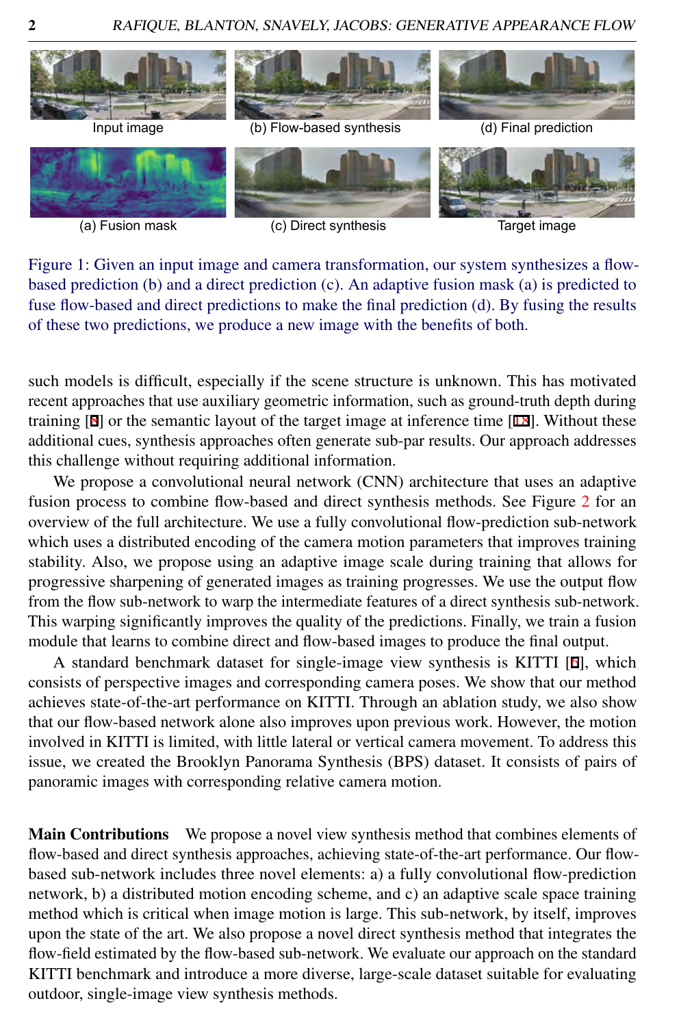Figure 1: Given an input image and camera transformation, our system synthesizes a flow-based prediction (b) and a direct prediction (c). An adaptive fusion mask (a) is predicted to fuse flow-based and direct predictions to make the final prediction (d). By fusing the results of these two predictions, we produce a new image with the benefits of both.

such models is difficult, especially if the scene structure is unknown. This has motivated recent approaches that use auxiliary geometric information, such as ground-truth depth during training [8] or the semantic layout of the target image at inference time [18]. Without these additional cues, synthesis approaches often generate sub-par results. Our approach addresses this challenge without requiring additional information.

We propose a convolutional neural network (CNN) architecture that uses an adaptive fusion process to combine flow-based and direct synthesis methods. See Figure 2 for an overview of the full architecture. We use a fully convolutional flow-prediction sub-network which uses a distributed encoding of the camera motion parameters that improves training stability. Also, we propose using an adaptive image scale during training that allows for progressive sharpening of generated images as training progresses. We use the output flow from the flow sub-network to warp the intermediate features of a direct synthesis sub-network. This warping significantly improves the quality of the predictions. Finally, we train a fusion module that learns to combine direct and flow-based images to produce the final output.

A standard benchmark dataset for single-image view synthesis is KITTI [6], which consists of perspective images and corresponding camera poses. We show that our method achieves state-of-the-art performance on KITTI. Through an ablation study, we also show that our flow-based network alone also improves upon previous work. However, the motion involved in KITTI is limited, with little lateral or vertical camera movement. To address this issue, we created the Brooklyn Panorama Synthesis (BPS) dataset. It consists of pairs of panoramic images with corresponding relative camera motion.

**Main Contributions** We propose a novel view synthesis method that combines elements of flow-based and direct synthesis approaches, achieving state-of-the-art performance. Our flow-based sub-network includes three novel elements: a) a fully convolutional flow-prediction network, b) a distributed motion encoding scheme, and c) an adaptive scale space training method which is critical when image motion is large. This sub-network, by itself, improves upon the state of the art. We also propose a novel direct synthesis method that integrates the flow-field estimated by the flow-based sub-network. We evaluate our approach on the standard KITTI benchmark and introduce a more diverse, large-scale dataset suitable for evaluating outdoor, single-image view synthesis methods.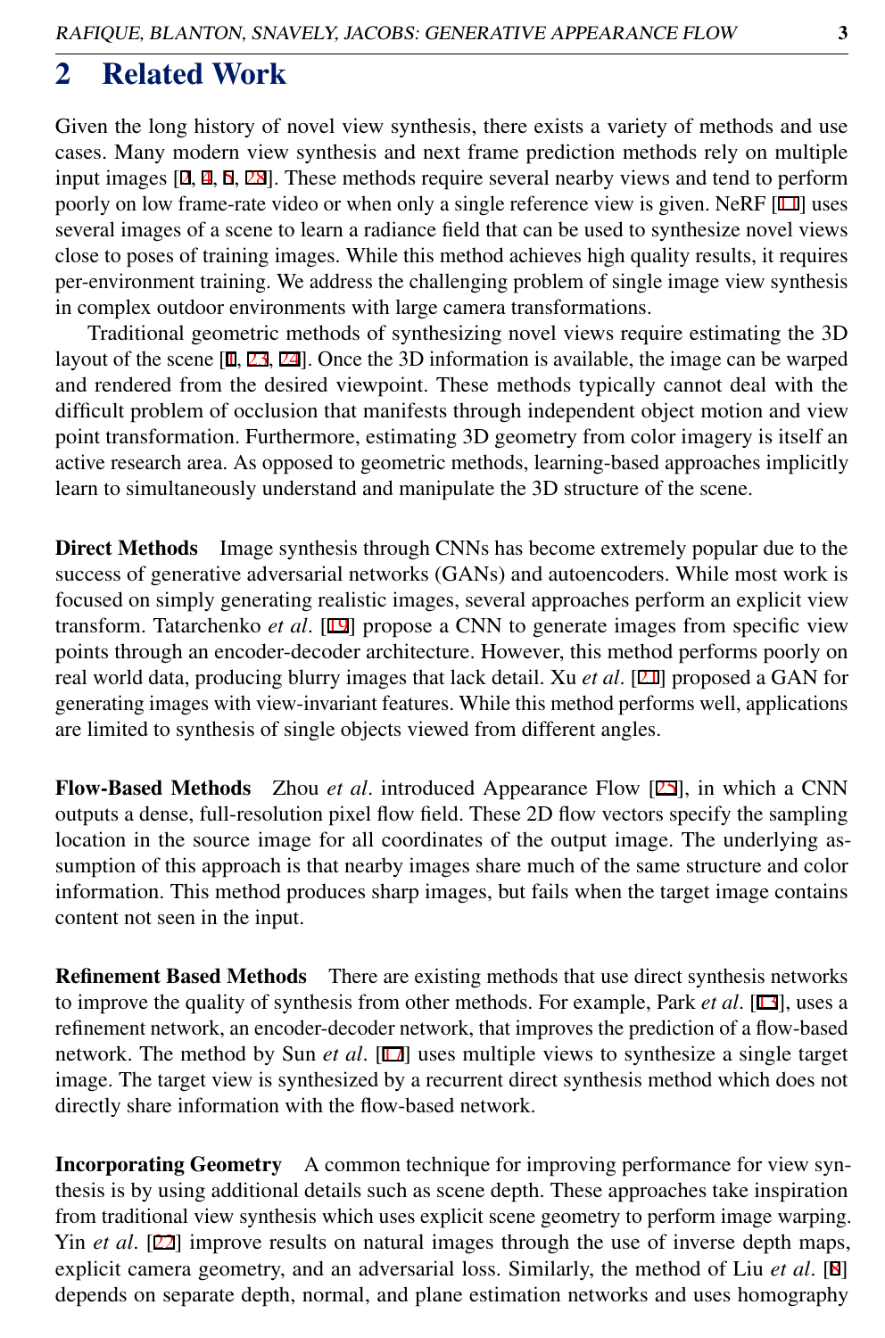## 2 Related Work

Given the long history of novel view synthesis, there exists a variety of methods and use cases. Many modern view synthesis and next frame prediction methods rely on multiple input images [2, 4, 5, 28]. These methods require several nearby views and tend to perform poorly on low frame-rate video or when only a single reference view is given. NeRF [11] uses several images of a scene to learn a radiance field that can be used to synthesize novel views close to poses of training images. While this method achieves high quality results, it requires per-environment training. We address the challenging problem of single image view synthesis in complex outdoor environments with large camera transformations.

Traditional geometric methods of synthesizing novel views require estimating the 3D layout of the scene [1, 23, 24]. Once the 3D information is available, the image can be warped and rendered from the desired viewpoint. These methods typically cannot deal with the difficult problem of occlusion that manifests through independent object motion and view point transformation. Furthermore, estimating 3D geometry from color imagery is itself an active research area. As opposed to geometric methods, learning-based approaches implicitly learn to simultaneously understand and manipulate the 3D structure of the scene.

**Direct Methods** Image synthesis through CNNs has become extremely popular due to the success of generative adversarial networks (GANs) and autoencoders. While most work is focused on simply generating realistic images, several approaches perform an explicit view transform. Tatarchenko *et al*. [19] propose a CNN to generate images from specific view points through an encoder-decoder architecture. However, this method performs poorly on real world data, producing blurry images that lack detail. Xu *et al*. [21] proposed a GAN for generating images with view-invariant features. While this method performs well, applications are limited to synthesis of single objects viewed from different angles.

**Flow-Based Methods** Zhou *et al*. introduced Appearance Flow [25], in which a CNN outputs a dense, full-resolution pixel flow field. These 2D flow vectors specify the sampling location in the source image for all coordinates of the output image. The underlying assumption of this approach is that nearby images share much of the same structure and color information. This method produces sharp images, but fails when the target image contains content not seen in the input.

**Refinement Based Methods** There are existing methods that use direct synthesis networks to improve the quality of synthesis from other methods. For example, Park *et al*. [13], uses a refinement network, an encoder-decoder network, that improves the prediction of a flow-based network. The method by Sun *et al*. [17] uses multiple views to synthesize a single target image. The target view is synthesized by a recurrent direct synthesis method which does not directly share information with the flow-based network.

**Incorporating Geometry** A common technique for improving performance for view synthesis is by using additional details such as scene depth. These approaches take inspiration from traditional view synthesis which uses explicit scene geometry to perform image warping. Yin *et al*. [22] improve results on natural images through the use of inverse depth maps, explicit camera geometry, and an adversarial loss. Similarly, the method of Liu *et al*. [8] depends on separate depth, normal, and plane estimation networks and uses homography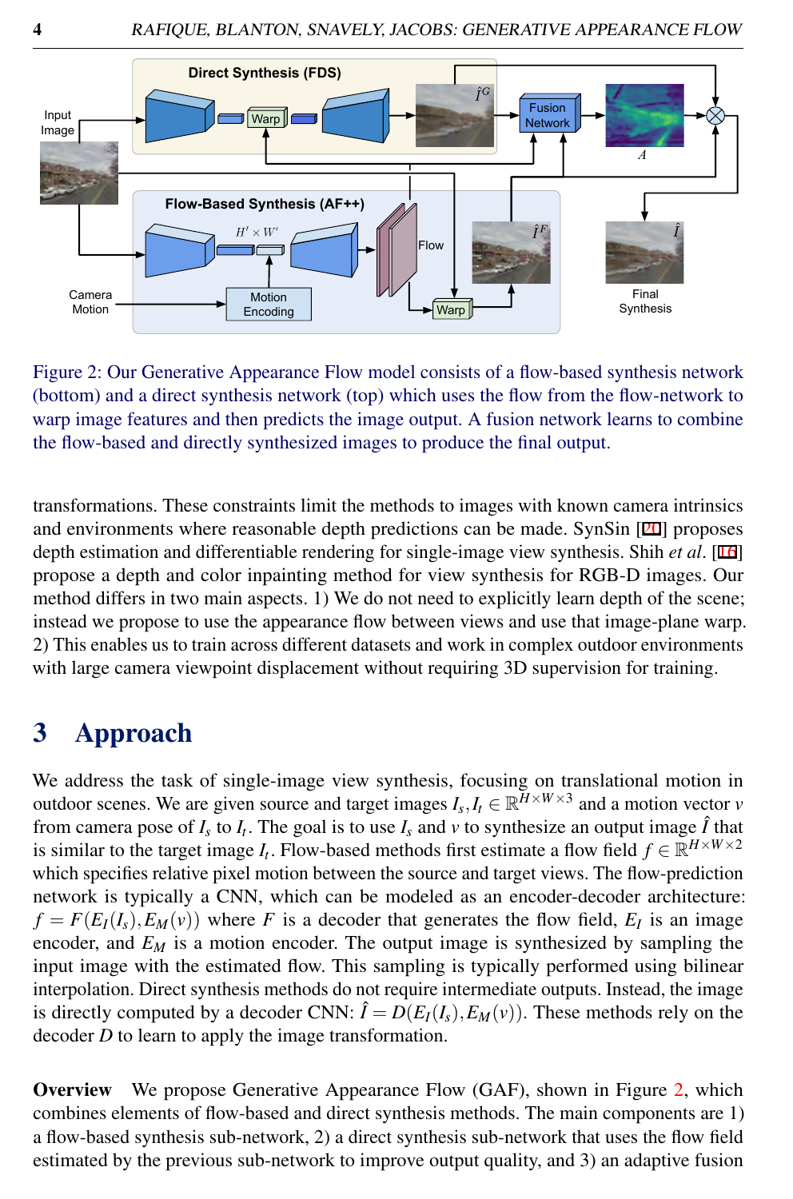Figure 2: Our Generative Appearance Flow model consists of a flow-based synthesis network (bottom) and a direct synthesis network (top) which uses the flow from the flow-network to warp image features and then predicts the image output. A fusion network learns to combine the flow-based and directly synthesized images to produce the final output.

transformations. These constraints limit the methods to images with known camera intrinsics and environments where reasonable depth predictions can be made. SynSin [20] proposes depth estimation and differentiable rendering for single-image view synthesis. Shih *et al*. [16] propose a depth and color inpainting method for view synthesis for RGB-D images. Our method differs in two main aspects. 1) We do not need to explicitly learn depth of the scene; instead we propose to use the appearance flow between views and use that image-plane warp. 2) This enables us to train across different datasets and work in complex outdoor environments with large camera viewpoint displacement without requiring 3D supervision for training.

# 3 Approach

We address the task of single-image view synthesis, focusing on translational motion in outdoor scenes. We are given source and target images $I_s, I_t \in \mathbb{R}^{H \times W \times 3}$ and a motion vector $v$ from camera pose of $I_s$ to $I_t$. The goal is to use $I_s$ and $v$ to synthesize an output image $\hat{I}$ that is similar to the target image $I_t$. Flow-based methods first estimate a flow field $f \in \mathbb{R}^{H \times W \times 2}$ which specifies relative pixel motion between the source and target views. The flow-prediction network is typically a CNN, which can be modeled as an encoder-decoder architecture: $f = F(E_I(I_s), E_M(v))$ where $F$ is a decoder that generates the flow field, $E_I$ is an image encoder, and $E_M$ is a motion encoder. The output image is synthesized by sampling the input image with the estimated flow. This sampling is typically performed using bilinear interpolation. Direct synthesis methods do not require intermediate outputs. Instead, the image is directly computed by a decoder CNN: $\hat{I} = D(E_I(I_s), E_M(v))$. These methods rely on the decoder $D$ to learn to apply the image transformation.

**Overview** We propose Generative Appearance Flow (GAF), shown in Figure 2, which combines elements of flow-based and direct synthesis methods. The main components are 1) a flow-based synthesis sub-network, 2) a direct synthesis sub-network that uses the flow field estimated by the previous sub-network to improve output quality, and 3) an adaptive fusion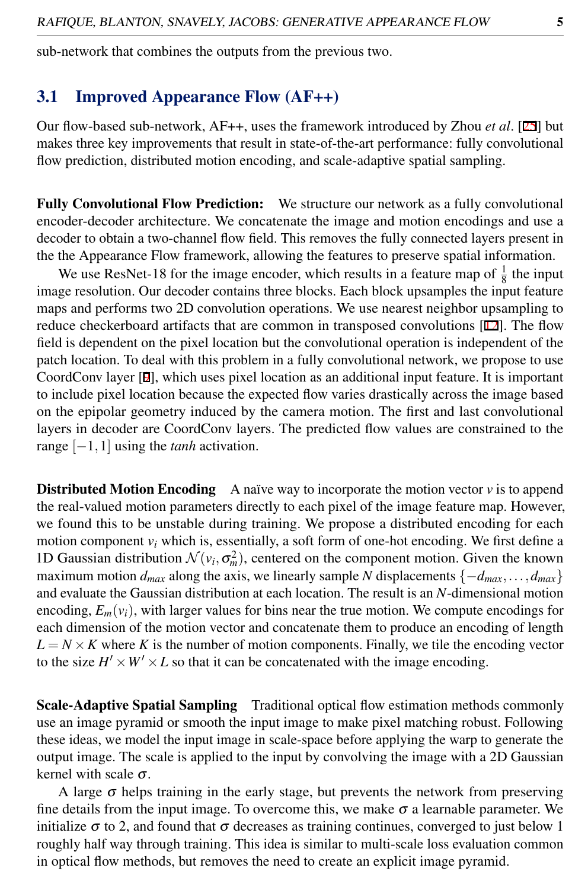sub-network that combines the outputs from the previous two.

## 3.1 Improved Appearance Flow (AF++)

Our flow-based sub-network, AF++, uses the framework introduced by Zhou *et al*. [25] but makes three key improvements that result in state-of-the-art performance: fully convolutional flow prediction, distributed motion encoding, and scale-adaptive spatial sampling.

**Fully Convolutional Flow Prediction:** We structure our network as a fully convolutional encoder-decoder architecture. We concatenate the image and motion encodings and use a decoder to obtain a two-channel flow field. This removes the fully connected layers present in the the Appearance Flow framework, allowing the features to preserve spatial information.

We use ResNet-18 for the image encoder, which results in a feature map of $\frac{1}{8}$ the input image resolution. Our decoder contains three blocks. Each block upsamples the input feature maps and performs two 2D convolution operations. We use nearest neighbor upsampling to reduce checkerboard artifacts that are common in transposed convolutions [12]. The flow field is dependent on the pixel location but the convolutional operation is independent of the patch location. To deal with this problem in a fully convolutional network, we propose to use CoordConv layer [9], which uses pixel location as an additional input feature. It is important to include pixel location because the expected flow varies drastically across the image based on the epipolar geometry induced by the camera motion. The first and last convolutional layers in decoder are CoordConv layers. The predicted flow values are constrained to the range $[-1, 1]$ using the *tanh* activation.

**Distributed Motion Encoding** A naïve way to incorporate the motion vector $v$ is to append the real-valued motion parameters directly to each pixel of the image feature map. However, we found this to be unstable during training. We propose a distributed encoding for each motion component $v_i$ which is, essentially, a soft form of one-hot encoding. We first define a 1D Gaussian distribution $\mathcal{N}(v_i, \sigma_m^2)$, centered on the component motion. Given the known maximum motion $d_{max}$ along the axis, we linearly sample $N$ displacements $\{-d_{max}, \ldots, d_{max}\}$ and evaluate the Gaussian distribution at each location. The result is an $N$-dimensional motion encoding, $E_m(v_i)$, with larger values for bins near the true motion. We compute encodings for each dimension of the motion vector and concatenate them to produce an encoding of length $L = N \times K$ where $K$ is the number of motion components. Finally, we tile the encoding vector to the size $H' \times W' \times L$ so that it can be concatenated with the image encoding.

**Scale-Adaptive Spatial Sampling** Traditional optical flow estimation methods commonly use an image pyramid or smooth the input image to make pixel matching robust. Following these ideas, we model the input image in scale-space before applying the warp to generate the output image. The scale is applied to the input by convolving the image with a 2D Gaussian kernel with scale $\sigma$.

A large $\sigma$ helps training in the early stage, but prevents the network from preserving fine details from the input image. To overcome this, we make $\sigma$ a learnable parameter. We initialize $\sigma$ to 2, and found that $\sigma$ decreases as training continues, converged to just below 1 roughly half way through training. This idea is similar to multi-scale loss evaluation common in optical flow methods, but removes the need to create an explicit image pyramid.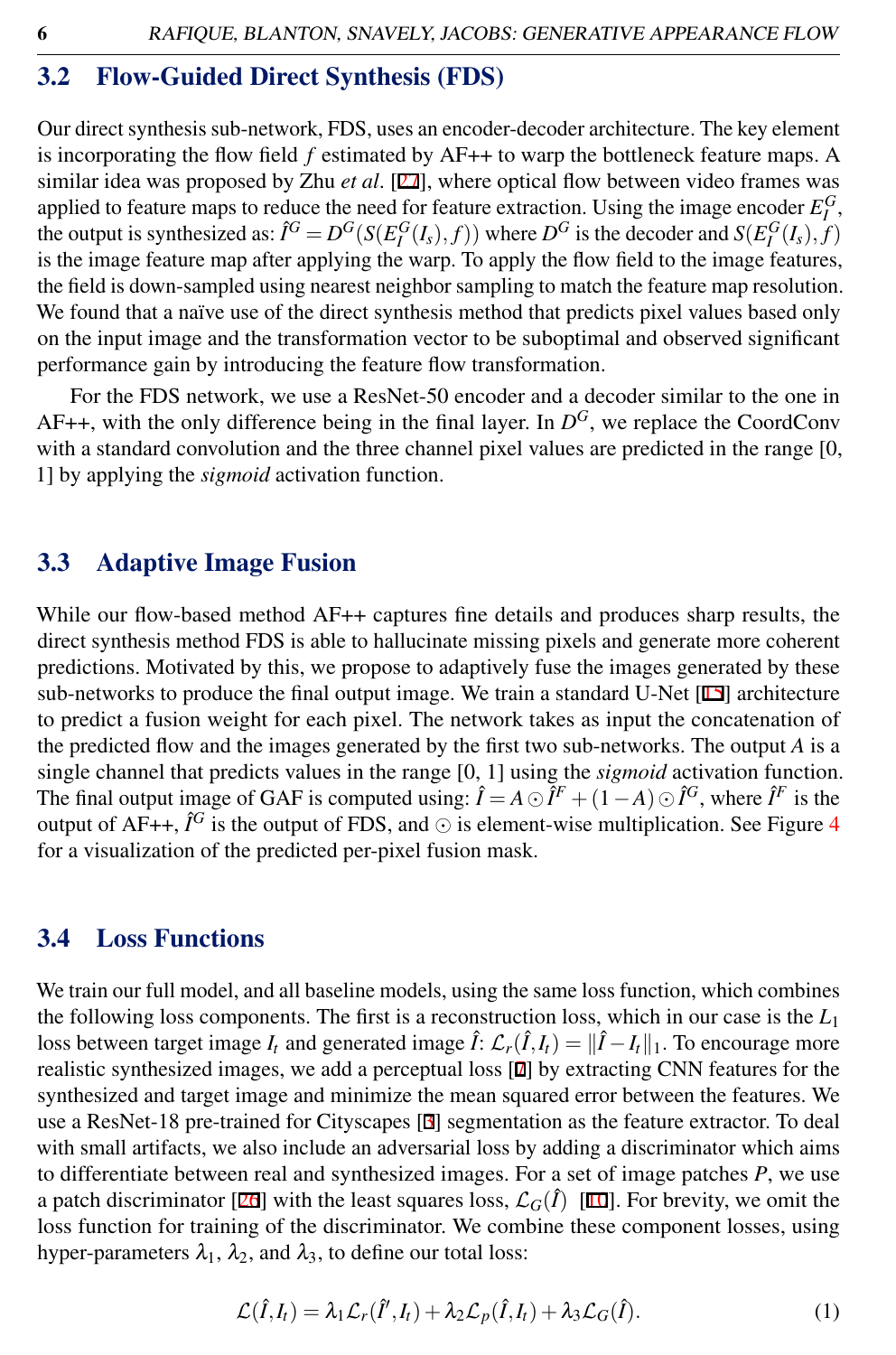## 3.2 Flow-Guided Direct Synthesis (FDS)

Our direct synthesis sub-network, FDS, uses an encoder-decoder architecture. The key element is incorporating the flow field $f$ estimated by AF++ to warp the bottleneck feature maps. A similar idea was proposed by Zhu *et al*. [27], where optical flow between video frames was applied to feature maps to reduce the need for feature extraction. Using the image encoder $E_I^G$, the output is synthesized as: $\hat{I}^G = D^G(S(E_I^G(I_s), f))$ where $D^G$ is the decoder and $S(E_I^G(I_s), f)$ is the image feature map after applying the warp. To apply the flow field to the image features, the field is down-sampled using nearest neighbor sampling to match the feature map resolution. We found that a naïve use of the direct synthesis method that predicts pixel values based only on the input image and the transformation vector to be suboptimal and observed significant performance gain by introducing the feature flow transformation.

For the FDS network, we use a ResNet-50 encoder and a decoder similar to the one in AF++, with the only difference being in the final layer. In $D^G$, we replace the CoordConv with a standard convolution and the three channel pixel values are predicted in the range [0, 1] by applying the *sigmoid* activation function.

## 3.3 Adaptive Image Fusion

While our flow-based method AF++ captures fine details and produces sharp results, the direct synthesis method FDS is able to hallucinate missing pixels and generate more coherent predictions. Motivated by this, we propose to adaptively fuse the images generated by these sub-networks to produce the final output image. We train a standard U-Net [15] architecture to predict a fusion weight for each pixel. The network takes as input the concatenation of the predicted flow and the images generated by the first two sub-networks. The output $A$ is a single channel that predicts values in the range [0, 1] using the *sigmoid* activation function. The final output image of GAF is computed using: $\hat{I} = A \odot \hat{I}^F + (1 - A) \odot \hat{I}^G$, where $\hat{I}^F$ is the output of AF++, $\hat{I}^G$ is the output of FDS, and $\odot$ is element-wise multiplication. See Figure 4 for a visualization of the predicted per-pixel fusion mask.

## 3.4 Loss Functions

We train our full model, and all baseline models, using the same loss function, which combines the following loss components. The first is a reconstruction loss, which in our case is the $L_1$ loss between target image $I_t$ and generated image $\hat{I}$: $\mathcal{L}_r(\hat{I}, I_t) = \|\hat{I} - I_t\|_1$. To encourage more realistic synthesized images, we add a perceptual loss [7] by extracting CNN features for the synthesized and target image and minimize the mean squared error between the features. We use a ResNet-18 pre-trained for Cityscapes [3] segmentation as the feature extractor. To deal with small artifacts, we also include an adversarial loss by adding a discriminator which aims to differentiate between real and synthesized images. For a set of image patches $P$, we use a patch discriminator [26] with the least squares loss, $\mathcal{L}_G(\hat{I})$ [10]. For brevity, we omit the loss function for training of the discriminator. We combine these component losses, using hyper-parameters $\lambda_1$, $\lambda_2$, and $\lambda_3$, to define our total loss:

$$\mathcal{L}(\hat{I}, I_t) = \lambda_1 \mathcal{L}_r(\hat{I}', I_t) + \lambda_2 \mathcal{L}_p(\hat{I}, I_t) + \lambda_3 \mathcal{L}_G(\hat{I}). \tag{1}$$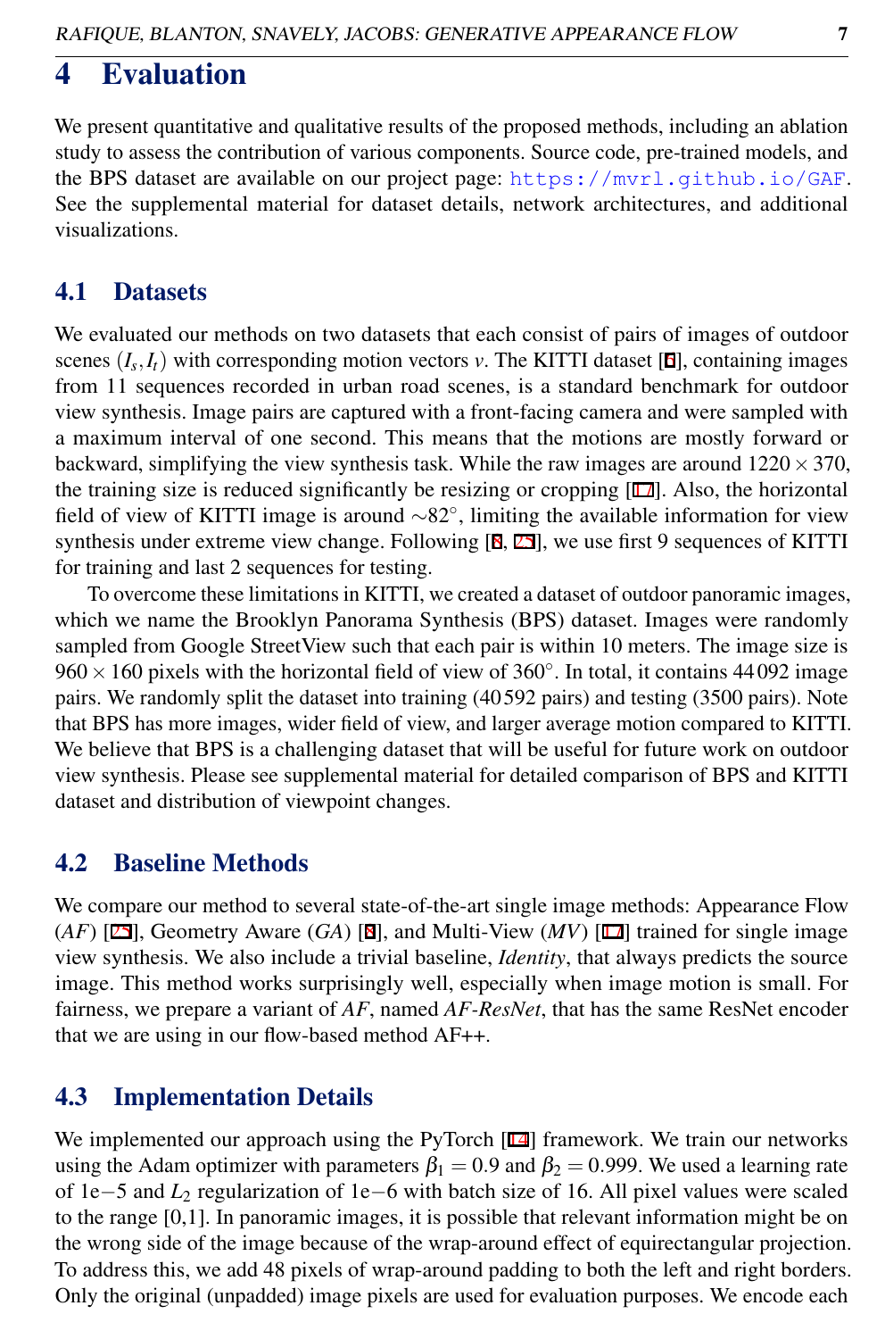# 4 Evaluation

We present quantitative and qualitative results of the proposed methods, including an ablation study to assess the contribution of various components. Source code, pre-trained models, and the BPS dataset are available on our project page: https://mvrl.github.io/GAF. See the supplemental material for dataset details, network architectures, and additional visualizations.

## 4.1 Datasets

We evaluated our methods on two datasets that each consist of pairs of images of outdoor scenes $(I_s, I_t)$ with corresponding motion vectors $v$. The KITTI dataset [6], containing images from 11 sequences recorded in urban road scenes, is a standard benchmark for outdoor view synthesis. Image pairs are captured with a front-facing camera and were sampled with a maximum interval of one second. This means that the motions are mostly forward or backward, simplifying the view synthesis task. While the raw images are around $1220 \times 370$, the training size is reduced significantly be resizing or cropping [17]. Also, the horizontal field of view of KITTI image is around $\sim 82^{\circ}$, limiting the available information for view synthesis under extreme view change. Following [8, 25], we use first 9 sequences of KITTI for training and last 2 sequences for testing.

To overcome these limitations in KITTI, we created a dataset of outdoor panoramic images, which we name the Brooklyn Panorama Synthesis (BPS) dataset. Images were randomly sampled from Google StreetView such that each pair is within 10 meters. The image size is $960 \times 160$ pixels with the horizontal field of view of $360^{\circ}$. In total, it contains 44 092 image pairs. We randomly split the dataset into training (40 592 pairs) and testing (3500 pairs). Note that BPS has more images, wider field of view, and larger average motion compared to KITTI. We believe that BPS is a challenging dataset that will be useful for future work on outdoor view synthesis. Please see supplemental material for detailed comparison of BPS and KITTI dataset and distribution of viewpoint changes.

## 4.2 Baseline Methods

We compare our method to several state-of-the-art single image methods: Appearance Flow (*AF*) [25], Geometry Aware (*GA*) [8], and Multi-View (*MV*) [17] trained for single image view synthesis. We also include a trivial baseline, *Identity*, that always predicts the source image. This method works surprisingly well, especially when image motion is small. For fairness, we prepare a variant of *AF*, named *AF-ResNet*, that has the same ResNet encoder that we are using in our flow-based method AF++.

## 4.3 Implementation Details

We implemented our approach using the PyTorch [14] framework. We train our networks using the Adam optimizer with parameters $\beta_1 = 0.9$ and $\beta_2 = 0.999$. We used a learning rate of 1e−5 and $L_2$ regularization of 1e−6 with batch size of 16. All pixel values were scaled to the range [0,1]. In panoramic images, it is possible that relevant information might be on the wrong side of the image because of the wrap-around effect of equirectangular projection. To address this, we add 48 pixels of wrap-around padding to both the left and right borders. Only the original (unpadded) image pixels are used for evaluation purposes. We encode each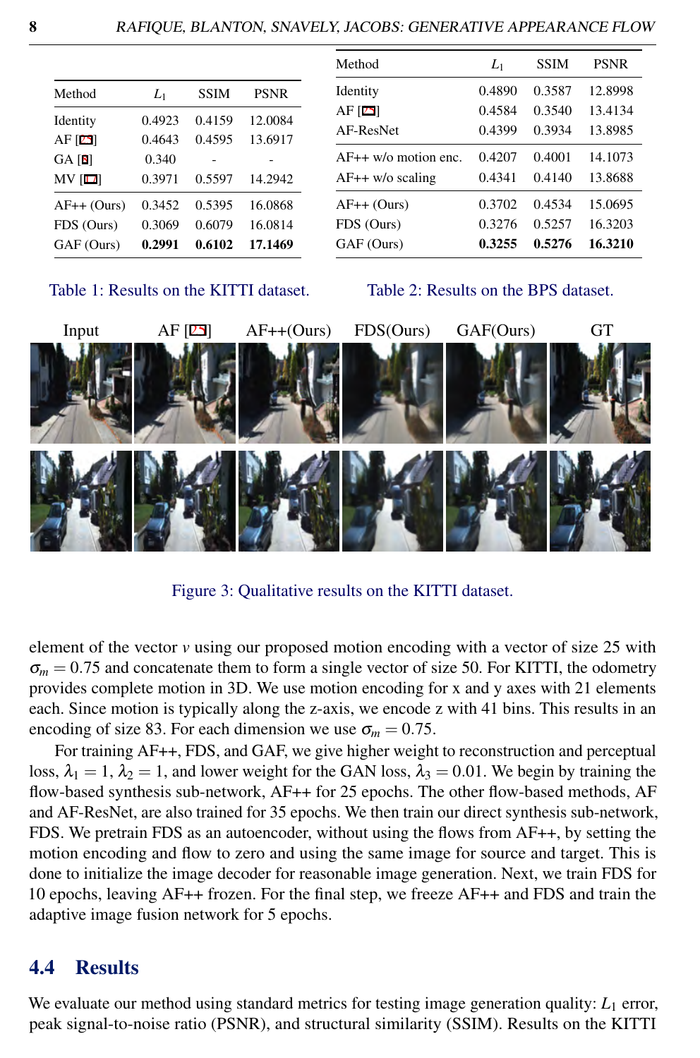| Method | $L_1$ | SSIM | PSNR |
|---|---|---|---|
| Identity | 0.4923 | 0.4159 | 12.0084 |
| AF [25] | 0.4643 | 0.4595 | 13.6917 |
| GA [8] | 0.340 | - | - |
| MV [17] | 0.3971 | 0.5597 | 14.2942 |
| AF++ (Ours) | 0.3452 | 0.5395 | 16.0868 |
| FDS (Ours) | 0.3069 | 0.6079 | 16.0814 |
| GAF (Ours) | **0.2991** | **0.6102** | **17.1469** |

Table 1: Results on the KITTI dataset.

| Method | $L_1$ | SSIM | PSNR |
|---|---|---|---|
| Identity | 0.4890 | 0.3587 | 12.8998 |
| AF [25] | 0.4584 | 0.3540 | 13.4134 |
| AF-ResNet | 0.4399 | 0.3934 | 13.8985 |
| AF++ w/o motion enc. | 0.4207 | 0.4001 | 14.1073 |
| AF++ w/o scaling | 0.4341 | 0.4140 | 13.8688 |
| AF++ (Ours) | 0.3702 | 0.4534 | 15.0695 |
| FDS (Ours) | 0.3276 | 0.5257 | 16.3203 |
| GAF (Ours) | **0.3255** | **0.5276** | **16.3210** |

Table 2: Results on the BPS dataset.

Input | AF [25] | AF++(Ours) | FDS(Ours) | GAF(Ours) | GT

Figure 3: Qualitative results on the KITTI dataset.

element of the vector $v$ using our proposed motion encoding with a vector of size 25 with $\sigma_m = 0.75$ and concatenate them to form a single vector of size 50. For KITTI, the odometry provides complete motion in 3D. We use motion encoding for x and y axes with 21 elements each. Since motion is typically along the z-axis, we encode z with 41 bins. This results in an encoding of size 83. For each dimension we use $\sigma_m = 0.75$.

For training AF++, FDS, and GAF, we give higher weight to reconstruction and perceptual loss, $\lambda_1 = 1$, $\lambda_2 = 1$, and lower weight for the GAN loss, $\lambda_3 = 0.01$. We begin by training the flow-based synthesis sub-network, AF++ for 25 epochs. The other flow-based methods, AF and AF-ResNet, are also trained for 35 epochs. We then train our direct synthesis sub-network, FDS. We pretrain FDS as an autoencoder, without using the flows from AF++, by setting the motion encoding and flow to zero and using the same image for source and target. This is done to initialize the image decoder for reasonable image generation. Next, we train FDS for 10 epochs, leaving AF++ frozen. For the final step, we freeze AF++ and FDS and train the adaptive image fusion network for 5 epochs.

## 4.4 Results

We evaluate our method using standard metrics for testing image generation quality: $L_1$ error, peak signal-to-noise ratio (PSNR), and structural similarity (SSIM). Results on the KITTI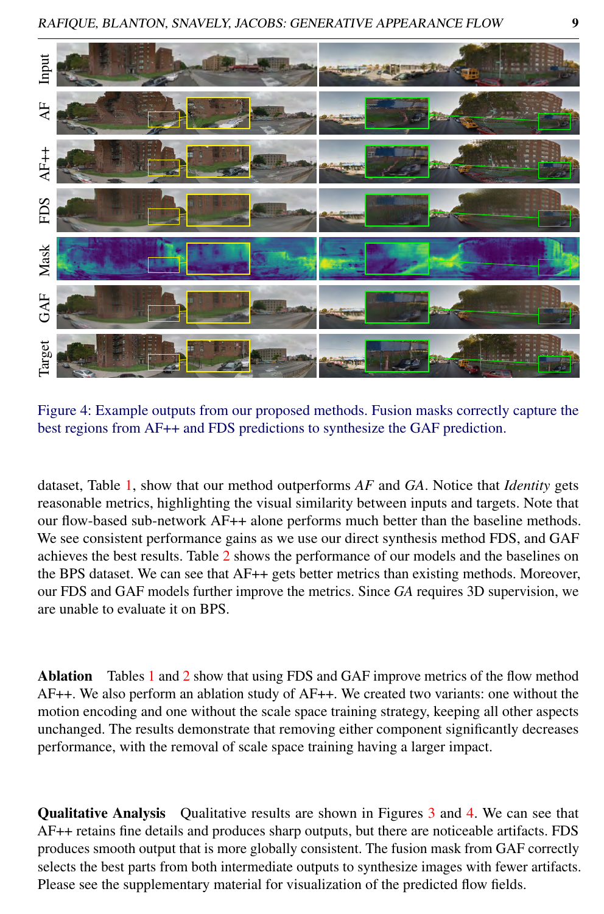Figure 4: Example outputs from our proposed methods. Fusion masks correctly capture the best regions from AF++ and FDS predictions to synthesize the GAF prediction.

dataset, Table 1, show that our method outperforms *AF* and *GA*. Notice that *Identity* gets reasonable metrics, highlighting the visual similarity between inputs and targets. Note that our flow-based sub-network AF++ alone performs much better than the baseline methods. We see consistent performance gains as we use our direct synthesis method FDS, and GAF achieves the best results. Table 2 shows the performance of our models and the baselines on the BPS dataset. We can see that AF++ gets better metrics than existing methods. Moreover, our FDS and GAF models further improve the metrics. Since *GA* requires 3D supervision, we are unable to evaluate it on BPS.

**Ablation** Tables 1 and 2 show that using FDS and GAF improve metrics of the flow method AF++. We also perform an ablation study of AF++. We created two variants: one without the motion encoding and one without the scale space training strategy, keeping all other aspects unchanged. The results demonstrate that removing either component significantly decreases performance, with the removal of scale space training having a larger impact.

**Qualitative Analysis** Qualitative results are shown in Figures 3 and 4. We can see that AF++ retains fine details and produces sharp outputs, but there are noticeable artifacts. FDS produces smooth output that is more globally consistent. The fusion mask from GAF correctly selects the best parts from both intermediate outputs to synthesize images with fewer artifacts. Please see the supplementary material for visualization of the predicted flow fields.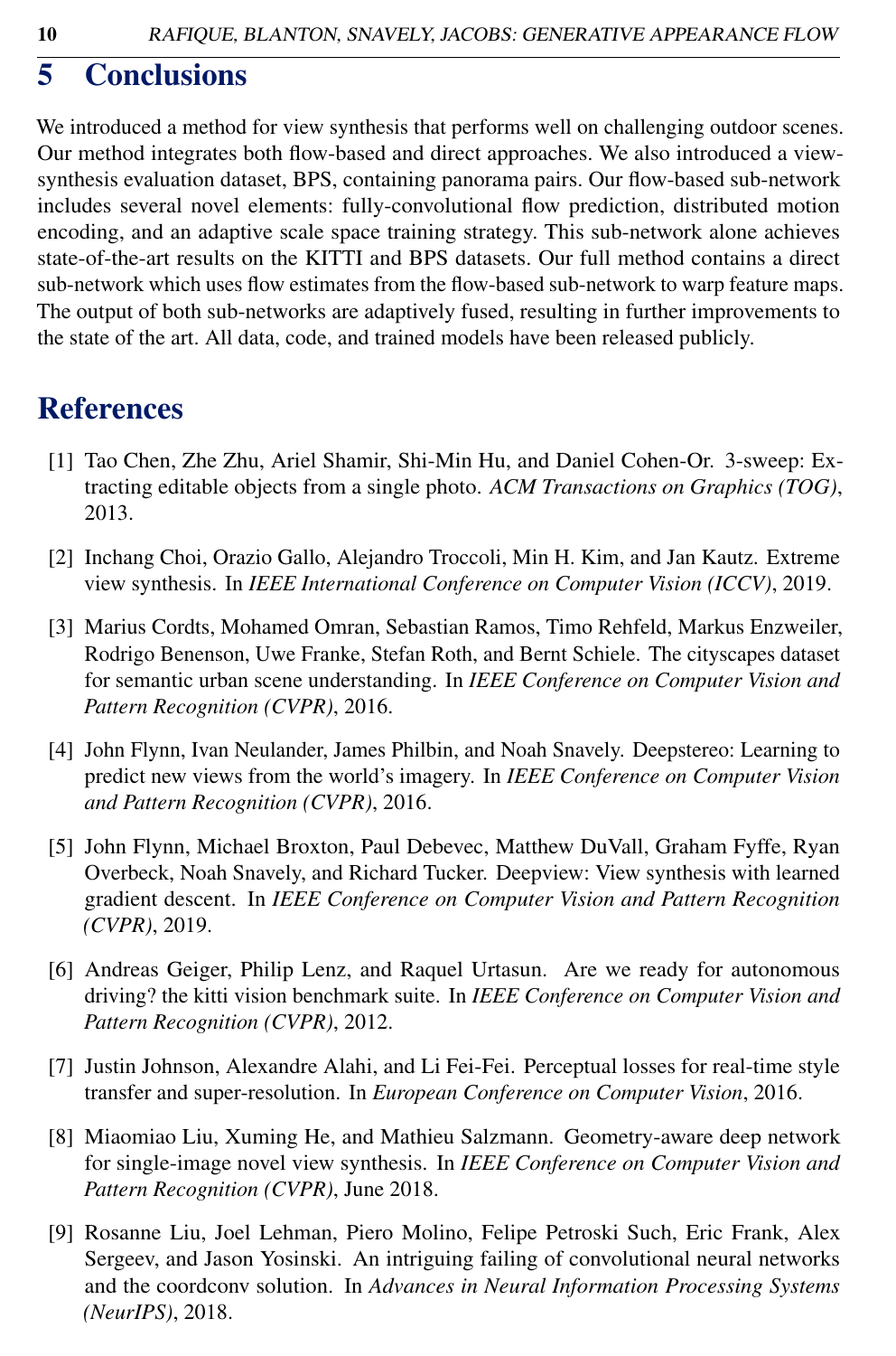# 5 Conclusions

We introduced a method for view synthesis that performs well on challenging outdoor scenes. Our method integrates both flow-based and direct approaches. We also introduced a view-synthesis evaluation dataset, BPS, containing panorama pairs. Our flow-based sub-network includes several novel elements: fully-convolutional flow prediction, distributed motion encoding, and an adaptive scale space training strategy. This sub-network alone achieves state-of-the-art results on the KITTI and BPS datasets. Our full method contains a direct sub-network which uses flow estimates from the flow-based sub-network to warp feature maps. The output of both sub-networks are adaptively fused, resulting in further improvements to the state of the art. All data, code, and trained models have been released publicly.

# References

[1] Tao Chen, Zhe Zhu, Ariel Shamir, Shi-Min Hu, and Daniel Cohen-Or. 3-sweep: Extracting editable objects from a single photo. *ACM Transactions on Graphics (TOG)*, 2013.

[2] Inchang Choi, Orazio Gallo, Alejandro Troccoli, Min H. Kim, and Jan Kautz. Extreme view synthesis. In *IEEE International Conference on Computer Vision (ICCV)*, 2019.

[3] Marius Cordts, Mohamed Omran, Sebastian Ramos, Timo Rehfeld, Markus Enzweiler, Rodrigo Benenson, Uwe Franke, Stefan Roth, and Bernt Schiele. The cityscapes dataset for semantic urban scene understanding. In *IEEE Conference on Computer Vision and Pattern Recognition (CVPR)*, 2016.

[4] John Flynn, Ivan Neulander, James Philbin, and Noah Snavely. Deepstereo: Learning to predict new views from the world's imagery. In *IEEE Conference on Computer Vision and Pattern Recognition (CVPR)*, 2016.

[5] John Flynn, Michael Broxton, Paul Debevec, Matthew DuVall, Graham Fyffe, Ryan Overbeck, Noah Snavely, and Richard Tucker. Deepview: View synthesis with learned gradient descent. In *IEEE Conference on Computer Vision and Pattern Recognition (CVPR)*, 2019.

[6] Andreas Geiger, Philip Lenz, and Raquel Urtasun. Are we ready for autonomous driving? the kitti vision benchmark suite. In *IEEE Conference on Computer Vision and Pattern Recognition (CVPR)*, 2012.

[7] Justin Johnson, Alexandre Alahi, and Li Fei-Fei. Perceptual losses for real-time style transfer and super-resolution. In *European Conference on Computer Vision*, 2016.

[8] Miaomiao Liu, Xuming He, and Mathieu Salzmann. Geometry-aware deep network for single-image novel view synthesis. In *IEEE Conference on Computer Vision and Pattern Recognition (CVPR)*, June 2018.

[9] Rosanne Liu, Joel Lehman, Piero Molino, Felipe Petroski Such, Eric Frank, Alex Sergeev, and Jason Yosinski. An intriguing failing of convolutional neural networks and the coordconv solution. In *Advances in Neural Information Processing Systems (NeurIPS)*, 2018.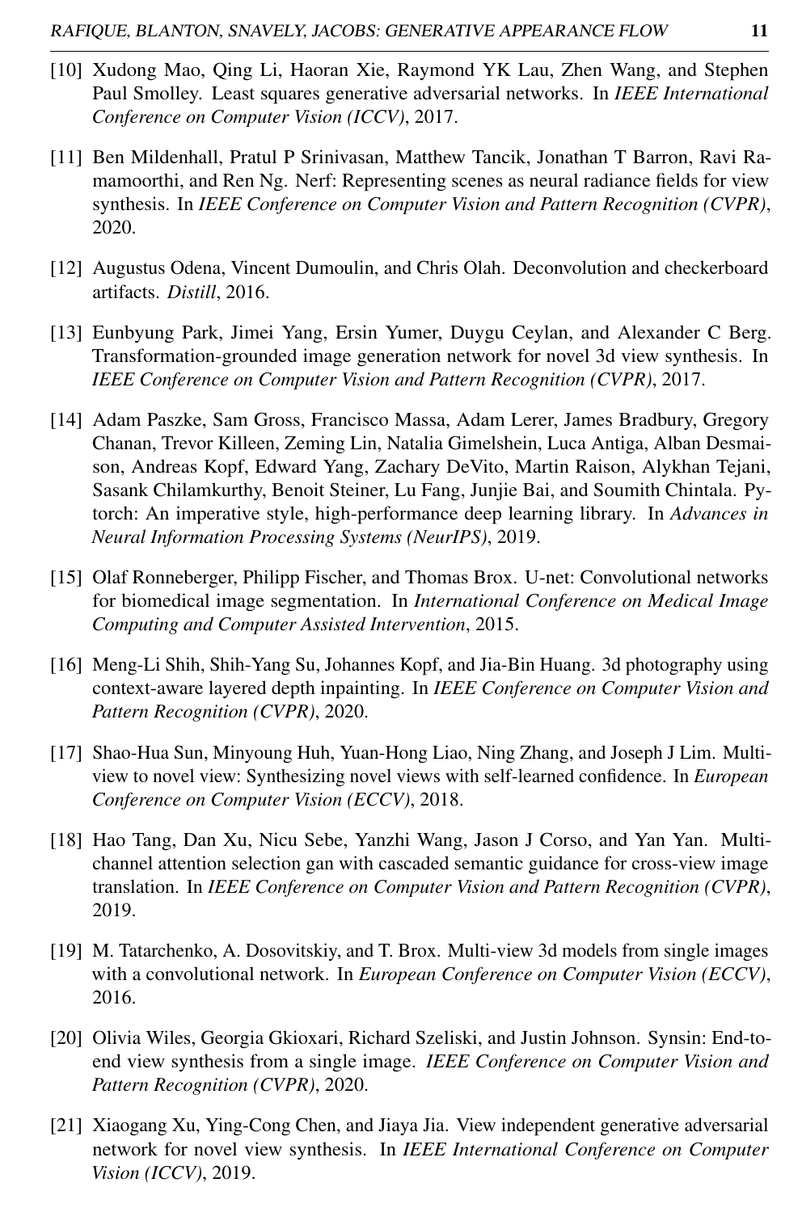[10] Xudong Mao, Qing Li, Haoran Xie, Raymond YK Lau, Zhen Wang, and Stephen Paul Smolley. Least squares generative adversarial networks. In *IEEE International Conference on Computer Vision (ICCV)*, 2017.

[11] Ben Mildenhall, Pratul P Srinivasan, Matthew Tancik, Jonathan T Barron, Ravi Ramamoorthi, and Ren Ng. Nerf: Representing scenes as neural radiance fields for view synthesis. In *IEEE Conference on Computer Vision and Pattern Recognition (CVPR)*, 2020.

[12] Augustus Odena, Vincent Dumoulin, and Chris Olah. Deconvolution and checkerboard artifacts. *Distill*, 2016.

[13] Eunbyung Park, Jimei Yang, Ersin Yumer, Duygu Ceylan, and Alexander C Berg. Transformation-grounded image generation network for novel 3d view synthesis. In *IEEE Conference on Computer Vision and Pattern Recognition (CVPR)*, 2017.

[14] Adam Paszke, Sam Gross, Francisco Massa, Adam Lerer, James Bradbury, Gregory Chanan, Trevor Killeen, Zeming Lin, Natalia Gimelshein, Luca Antiga, Alban Desmaison, Andreas Kopf, Edward Yang, Zachary DeVito, Martin Raison, Alykhan Tejani, Sasank Chilamkurthy, Benoit Steiner, Lu Fang, Junjie Bai, and Soumith Chintala. Pytorch: An imperative style, high-performance deep learning library. In *Advances in Neural Information Processing Systems (NeurIPS)*, 2019.

[15] Olaf Ronneberger, Philipp Fischer, and Thomas Brox. U-net: Convolutional networks for biomedical image segmentation. In *International Conference on Medical Image Computing and Computer Assisted Intervention*, 2015.

[16] Meng-Li Shih, Shih-Yang Su, Johannes Kopf, and Jia-Bin Huang. 3d photography using context-aware layered depth inpainting. In *IEEE Conference on Computer Vision and Pattern Recognition (CVPR)*, 2020.

[17] Shao-Hua Sun, Minyoung Huh, Yuan-Hong Liao, Ning Zhang, and Joseph J Lim. Multi-view to novel view: Synthesizing novel views with self-learned confidence. In *European Conference on Computer Vision (ECCV)*, 2018.

[18] Hao Tang, Dan Xu, Nicu Sebe, Yanzhi Wang, Jason J Corso, and Yan Yan. Multi-channel attention selection gan with cascaded semantic guidance for cross-view image translation. In *IEEE Conference on Computer Vision and Pattern Recognition (CVPR)*, 2019.

[19] M. Tatarchenko, A. Dosovitskiy, and T. Brox. Multi-view 3d models from single images with a convolutional network. In *European Conference on Computer Vision (ECCV)*, 2016.

[20] Olivia Wiles, Georgia Gkioxari, Richard Szeliski, and Justin Johnson. Synsin: End-to-end view synthesis from a single image. *IEEE Conference on Computer Vision and Pattern Recognition (CVPR)*, 2020.

[21] Xiaogang Xu, Ying-Cong Chen, and Jiaya Jia. View independent generative adversarial network for novel view synthesis. In *IEEE International Conference on Computer Vision (ICCV)*, 2019.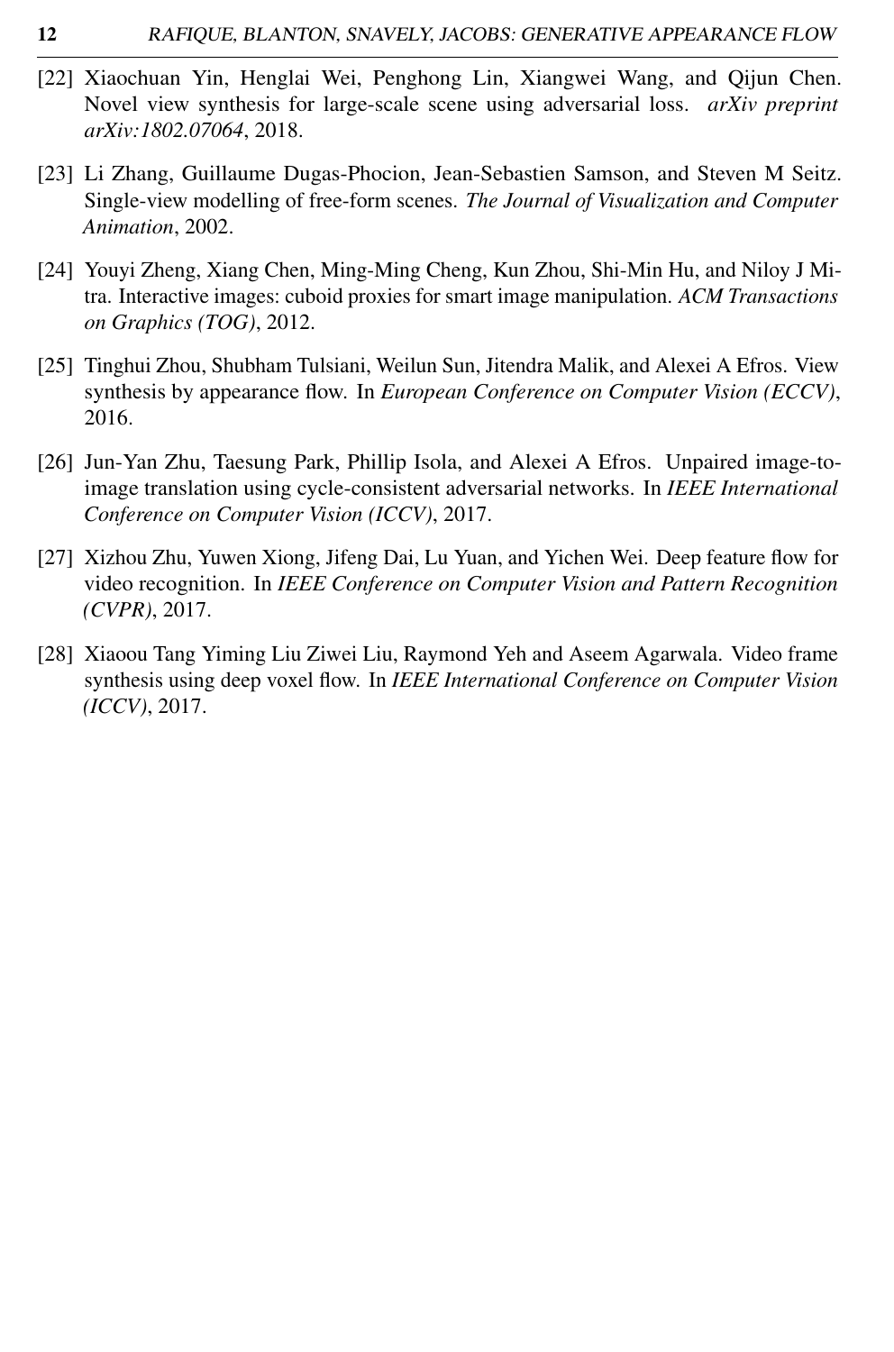[22] Xiaochuan Yin, Henglai Wei, Penghong Lin, Xiangwei Wang, and Qijun Chen. Novel view synthesis for large-scale scene using adversarial loss. *arXiv preprint arXiv:1802.07064*, 2018.

[23] Li Zhang, Guillaume Dugas-Phocion, Jean-Sebastien Samson, and Steven M Seitz. Single-view modelling of free-form scenes. *The Journal of Visualization and Computer Animation*, 2002.

[24] Youyi Zheng, Xiang Chen, Ming-Ming Cheng, Kun Zhou, Shi-Min Hu, and Niloy J Mitra. Interactive images: cuboid proxies for smart image manipulation. *ACM Transactions on Graphics (TOG)*, 2012.

[25] Tinghui Zhou, Shubham Tulsiani, Weilun Sun, Jitendra Malik, and Alexei A Efros. View synthesis by appearance flow. In *European Conference on Computer Vision (ECCV)*, 2016.

[26] Jun-Yan Zhu, Taesung Park, Phillip Isola, and Alexei A Efros. Unpaired image-to-image translation using cycle-consistent adversarial networks. In *IEEE International Conference on Computer Vision (ICCV)*, 2017.

[27] Xizhou Zhu, Yuwen Xiong, Jifeng Dai, Lu Yuan, and Yichen Wei. Deep feature flow for video recognition. In *IEEE Conference on Computer Vision and Pattern Recognition (CVPR)*, 2017.

[28] Xiaoou Tang Yiming Liu Ziwei Liu, Raymond Yeh and Aseem Agarwala. Video frame synthesis using deep voxel flow. In *IEEE International Conference on Computer Vision (ICCV)*, 2017.